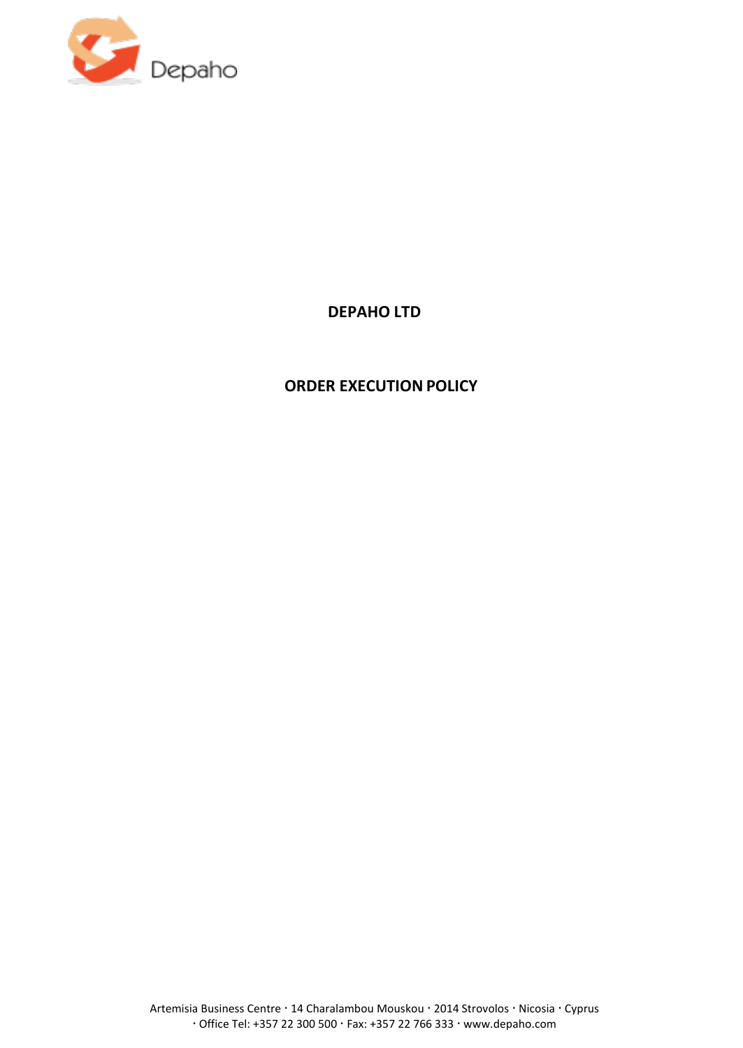Depaho

# DEPAHO LTD

# ORDER EXECUTION POLICY

Artemisia Business Centre · 14 Charalambou Mouskou · 2014 Strovolos · Nicosia · Cyprus · Office Tel: +357 22 300 500 · Fax: +357 22 766 333 · www.depaho.com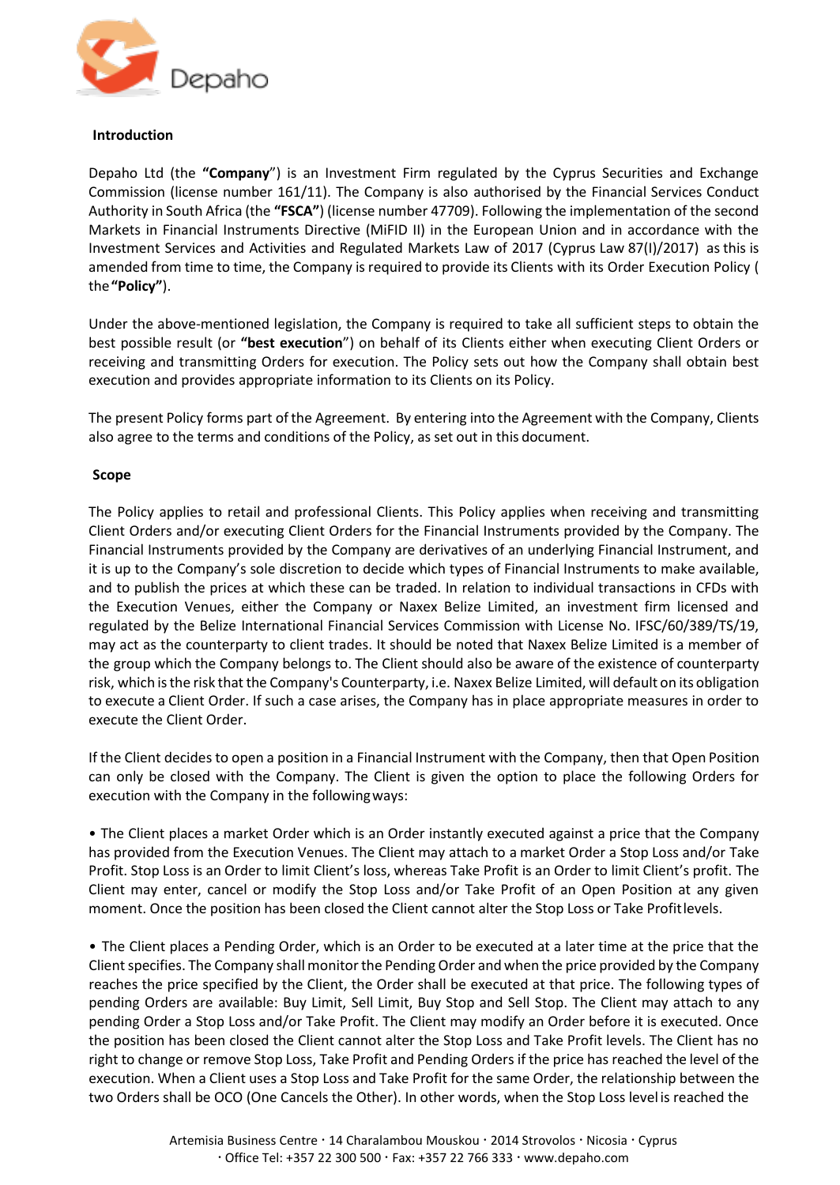## Introduction

Depaho Ltd (the **"Company"**) is an Investment Firm regulated by the Cyprus Securities and Exchange Commission (license number 161/11). The Company is also authorised by the Financial Services Conduct Authority in South Africa (the **"FSCA"**) (license number 47709). Following the implementation of the second Markets in Financial Instruments Directive (MiFID II) in the European Union and in accordance with the Investment Services and Activities and Regulated Markets Law of 2017 (Cyprus Law 87(I)/2017) as this is amended from time to time, the Company is required to provide its Clients with its Order Execution Policy ( the **"Policy"**).

Under the above-mentioned legislation, the Company is required to take all sufficient steps to obtain the best possible result (or **"best execution"**) on behalf of its Clients either when executing Client Orders or receiving and transmitting Orders for execution. The Policy sets out how the Company shall obtain best execution and provides appropriate information to its Clients on its Policy.

The present Policy forms part of the Agreement. By entering into the Agreement with the Company, Clients also agree to the terms and conditions of the Policy, as set out in this document.

## Scope

The Policy applies to retail and professional Clients. This Policy applies when receiving and transmitting Client Orders and/or executing Client Orders for the Financial Instruments provided by the Company. The Financial Instruments provided by the Company are derivatives of an underlying Financial Instrument, and it is up to the Company's sole discretion to decide which types of Financial Instruments to make available, and to publish the prices at which these can be traded. In relation to individual transactions in CFDs with the Execution Venues, either the Company or Naxex Belize Limited, an investment firm licensed and regulated by the Belize International Financial Services Commission with License No. IFSC/60/389/TS/19, may act as the counterparty to client trades. It should be noted that Naxex Belize Limited is a member of the group which the Company belongs to. The Client should also be aware of the existence of counterparty risk, which is the risk that the Company's Counterparty, i.e. Naxex Belize Limited, will default on its obligation to execute a Client Order. If such a case arises, the Company has in place appropriate measures in order to execute the Client Order.

If the Client decides to open a position in a Financial Instrument with the Company, then that Open Position can only be closed with the Company. The Client is given the option to place the following Orders for execution with the Company in the following ways:

• The Client places a market Order which is an Order instantly executed against a price that the Company has provided from the Execution Venues. The Client may attach to a market Order a Stop Loss and/or Take Profit. Stop Loss is an Order to limit Client's loss, whereas Take Profit is an Order to limit Client's profit. The Client may enter, cancel or modify the Stop Loss and/or Take Profit of an Open Position at any given moment. Once the position has been closed the Client cannot alter the Stop Loss or Take Profit levels.

• The Client places a Pending Order, which is an Order to be executed at a later time at the price that the Client specifies. The Company shall monitor the Pending Order and when the price provided by the Company reaches the price specified by the Client, the Order shall be executed at that price. The following types of pending Orders are available: Buy Limit, Sell Limit, Buy Stop and Sell Stop. The Client may attach to any pending Order a Stop Loss and/or Take Profit. The Client may modify an Order before it is executed. Once the position has been closed the Client cannot alter the Stop Loss and Take Profit levels. The Client has no right to change or remove Stop Loss, Take Profit and Pending Orders if the price has reached the level of the execution. When a Client uses a Stop Loss and Take Profit for the same Order, the relationship between the two Orders shall be OCO (One Cancels the Other). In other words, when the Stop Loss level is reached the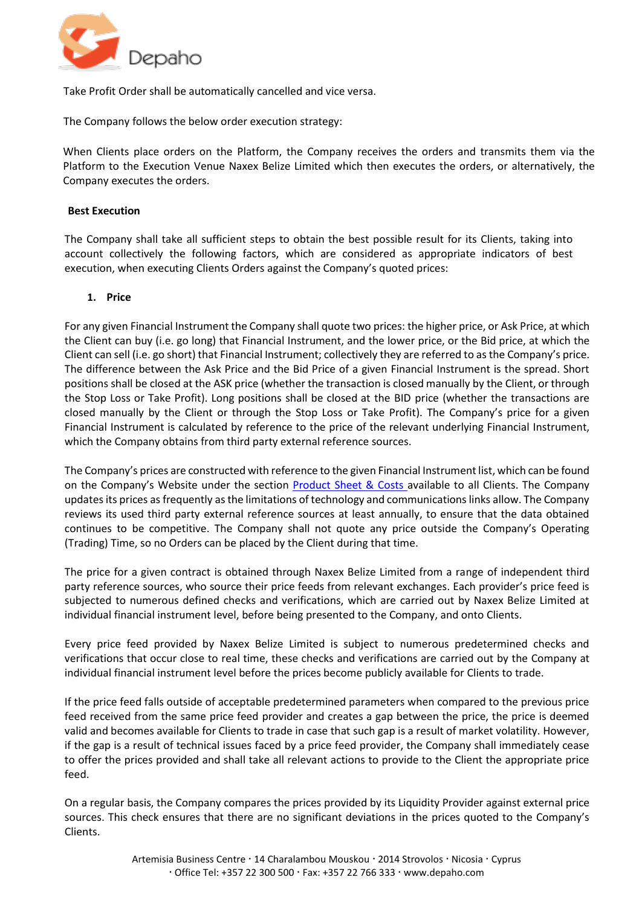Take Profit Order shall be automatically cancelled and vice versa.

The Company follows the below order execution strategy:

When Clients place orders on the Platform, the Company receives the orders and transmits them via the Platform to the Execution Venue Naxex Belize Limited which then executes the orders, or alternatively, the Company executes the orders.

**Best Execution**

The Company shall take all sufficient steps to obtain the best possible result for its Clients, taking into account collectively the following factors, which are considered as appropriate indicators of best execution, when executing Clients Orders against the Company's quoted prices:

1. **Price**

For any given Financial Instrument the Company shall quote two prices: the higher price, or Ask Price, at which the Client can buy (i.e. go long) that Financial Instrument, and the lower price, or the Bid price, at which the Client can sell (i.e. go short) that Financial Instrument; collectively they are referred to as the Company's price. The difference between the Ask Price and the Bid Price of a given Financial Instrument is the spread. Short positions shall be closed at the ASK price (whether the transaction is closed manually by the Client, or through the Stop Loss or Take Profit). Long positions shall be closed at the BID price (whether the transactions are closed manually by the Client or through the Stop Loss or Take Profit). The Company's price for a given Financial Instrument is calculated by reference to the price of the relevant underlying Financial Instrument, which the Company obtains from third party external reference sources.

The Company's prices are constructed with reference to the given Financial Instrument list, which can be found on the Company's Website under the section [Product Sheet & Costs] available to all Clients. The Company updates its prices as frequently as the limitations of technology and communications links allow. The Company reviews its used third party external reference sources at least annually, to ensure that the data obtained continues to be competitive. The Company shall not quote any price outside the Company's Operating (Trading) Time, so no Orders can be placed by the Client during that time.

The price for a given contract is obtained through Naxex Belize Limited from a range of independent third party reference sources, who source their price feeds from relevant exchanges. Each provider's price feed is subjected to numerous defined checks and verifications, which are carried out by Naxex Belize Limited at individual financial instrument level, before being presented to the Company, and onto Clients.

Every price feed provided by Naxex Belize Limited is subject to numerous predetermined checks and verifications that occur close to real time, these checks and verifications are carried out by the Company at individual financial instrument level before the prices become publicly available for Clients to trade.

If the price feed falls outside of acceptable predetermined parameters when compared to the previous price feed received from the same price feed provider and creates a gap between the price, the price is deemed valid and becomes available for Clients to trade in case that such gap is a result of market volatility. However, if the gap is a result of technical issues faced by a price feed provider, the Company shall immediately cease to offer the prices provided and shall take all relevant actions to provide to the Client the appropriate price feed.

On a regular basis, the Company compares the prices provided by its Liquidity Provider against external price sources. This check ensures that there are no significant deviations in the prices quoted to the Company's Clients.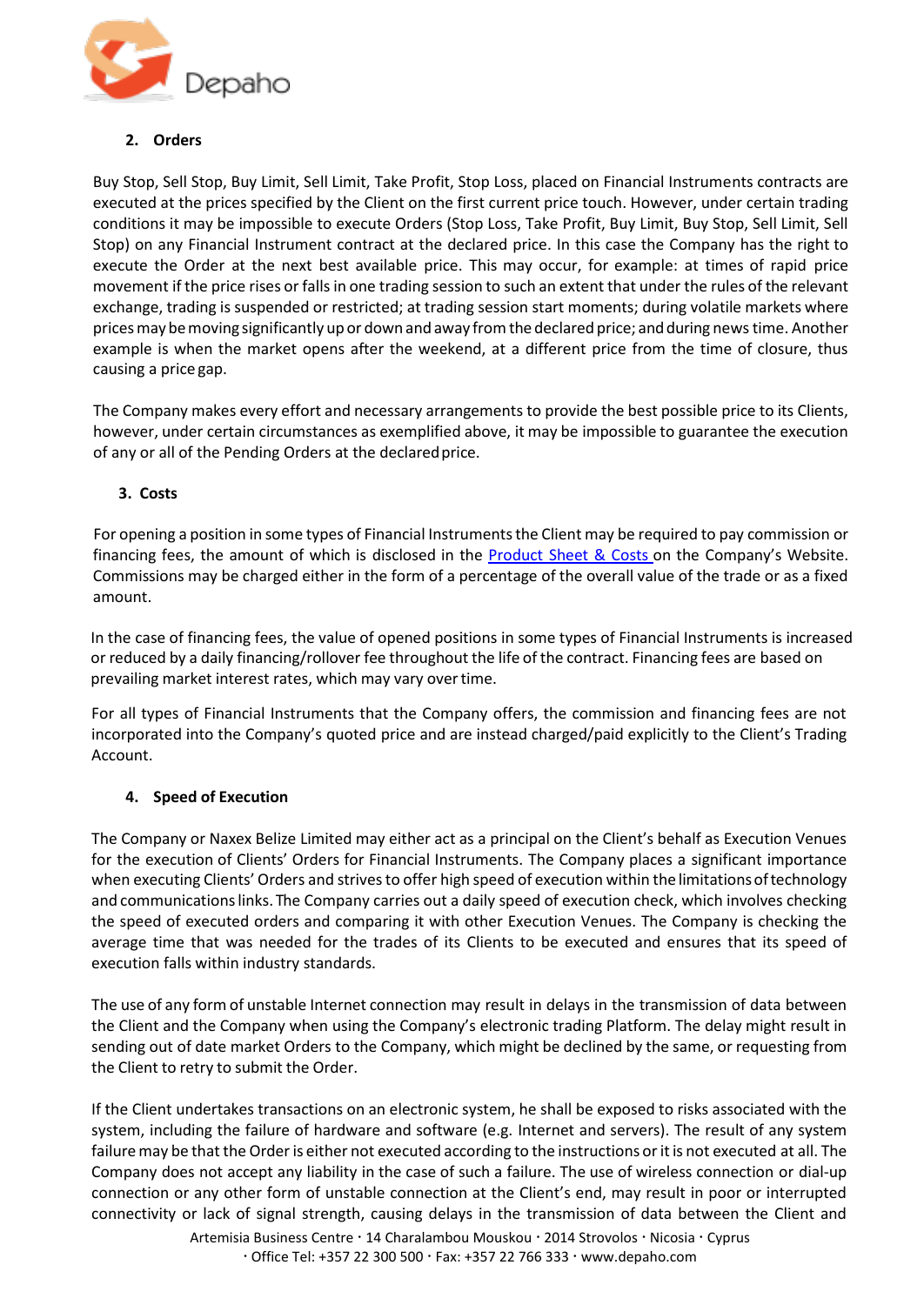## 2. Orders

Buy Stop, Sell Stop, Buy Limit, Sell Limit, Take Profit, Stop Loss, placed on Financial Instruments contracts are executed at the prices specified by the Client on the first current price touch. However, under certain trading conditions it may be impossible to execute Orders (Stop Loss, Take Profit, Buy Limit, Buy Stop, Sell Limit, Sell Stop) on any Financial Instrument contract at the declared price. In this case the Company has the right to execute the Order at the next best available price. This may occur, for example: at times of rapid price movement if the price rises or falls in one trading session to such an extent that under the rules of the relevant exchange, trading is suspended or restricted; at trading session start moments; during volatile markets where prices may be moving significantly up or down and away from the declared price; and during news time. Another example is when the market opens after the weekend, at a different price from the time of closure, thus causing a price gap.

The Company makes every effort and necessary arrangements to provide the best possible price to its Clients, however, under certain circumstances as exemplified above, it may be impossible to guarantee the execution of any or all of the Pending Orders at the declared price.

## 3. Costs

For opening a position in some types of Financial Instruments the Client may be required to pay commission or financing fees, the amount of which is disclosed in the Product Sheet & Costs on the Company's Website. Commissions may be charged either in the form of a percentage of the overall value of the trade or as a fixed amount.

In the case of financing fees, the value of opened positions in some types of Financial Instruments is increased or reduced by a daily financing/rollover fee throughout the life of the contract. Financing fees are based on prevailing market interest rates, which may vary over time.

For all types of Financial Instruments that the Company offers, the commission and financing fees are not incorporated into the Company's quoted price and are instead charged/paid explicitly to the Client's Trading Account.

## 4. Speed of Execution

The Company or Naxex Belize Limited may either act as a principal on the Client's behalf as Execution Venues for the execution of Clients' Orders for Financial Instruments. The Company places a significant importance when executing Clients' Orders and strives to offer high speed of execution within the limitations of technology and communications links. The Company carries out a daily speed of execution check, which involves checking the speed of executed orders and comparing it with other Execution Venues. The Company is checking the average time that was needed for the trades of its Clients to be executed and ensures that its speed of execution falls within industry standards.

The use of any form of unstable Internet connection may result in delays in the transmission of data between the Client and the Company when using the Company's electronic trading Platform. The delay might result in sending out of date market Orders to the Company, which might be declined by the same, or requesting from the Client to retry to submit the Order.

If the Client undertakes transactions on an electronic system, he shall be exposed to risks associated with the system, including the failure of hardware and software (e.g. Internet and servers). The result of any system failure may be that the Order is either not executed according to the instructions or it is not executed at all. The Company does not accept any liability in the case of such a failure. The use of wireless connection or dial-up connection or any other form of unstable connection at the Client's end, may result in poor or interrupted connectivity or lack of signal strength, causing delays in the transmission of data between the Client and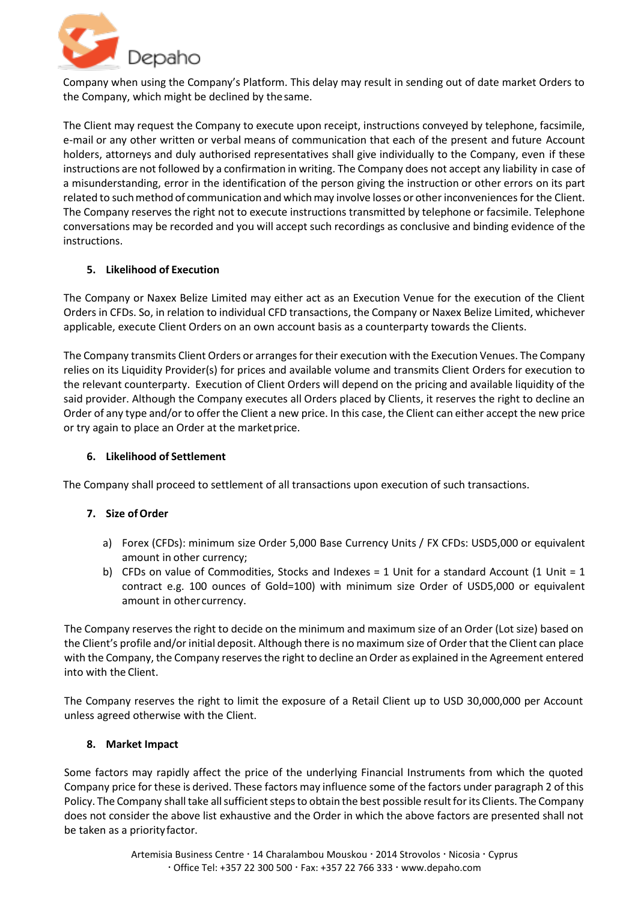Company when using the Company's Platform. This delay may result in sending out of date market Orders to the Company, which might be declined by the same.

The Client may request the Company to execute upon receipt, instructions conveyed by telephone, facsimile, e-mail or any other written or verbal means of communication that each of the present and future Account holders, attorneys and duly authorised representatives shall give individually to the Company, even if these instructions are not followed by a confirmation in writing. The Company does not accept any liability in case of a misunderstanding, error in the identification of the person giving the instruction or other errors on its part related to such method of communication and which may involve losses or other inconveniences for the Client. The Company reserves the right not to execute instructions transmitted by telephone or facsimile. Telephone conversations may be recorded and you will accept such recordings as conclusive and binding evidence of the instructions.

## 5. Likelihood of Execution

The Company or Naxex Belize Limited may either act as an Execution Venue for the execution of the Client Orders in CFDs. So, in relation to individual CFD transactions, the Company or Naxex Belize Limited, whichever applicable, execute Client Orders on an own account basis as a counterparty towards the Clients.

The Company transmits Client Orders or arranges for their execution with the Execution Venues. The Company relies on its Liquidity Provider(s) for prices and available volume and transmits Client Orders for execution to the relevant counterparty. Execution of Client Orders will depend on the pricing and available liquidity of the said provider. Although the Company executes all Orders placed by Clients, it reserves the right to decline an Order of any type and/or to offer the Client a new price. In this case, the Client can either accept the new price or try again to place an Order at the market price.

## 6. Likelihood of Settlement

The Company shall proceed to settlement of all transactions upon execution of such transactions.

## 7. Size of Order

a) Forex (CFDs): minimum size Order 5,000 Base Currency Units / FX CFDs: USD5,000 or equivalent amount in other currency;
b) CFDs on value of Commodities, Stocks and Indexes = 1 Unit for a standard Account (1 Unit = 1 contract e.g. 100 ounces of Gold=100) with minimum size Order of USD5,000 or equivalent amount in other currency.

The Company reserves the right to decide on the minimum and maximum size of an Order (Lot size) based on the Client's profile and/or initial deposit. Although there is no maximum size of Order that the Client can place with the Company, the Company reserves the right to decline an Order as explained in the Agreement entered into with the Client.

The Company reserves the right to limit the exposure of a Retail Client up to USD 30,000,000 per Account unless agreed otherwise with the Client.

## 8. Market Impact

Some factors may rapidly affect the price of the underlying Financial Instruments from which the quoted Company price for these is derived. These factors may influence some of the factors under paragraph 2 of this Policy. The Company shall take all sufficient steps to obtain the best possible result for its Clients. The Company does not consider the above list exhaustive and the Order in which the above factors are presented shall not be taken as a priority factor.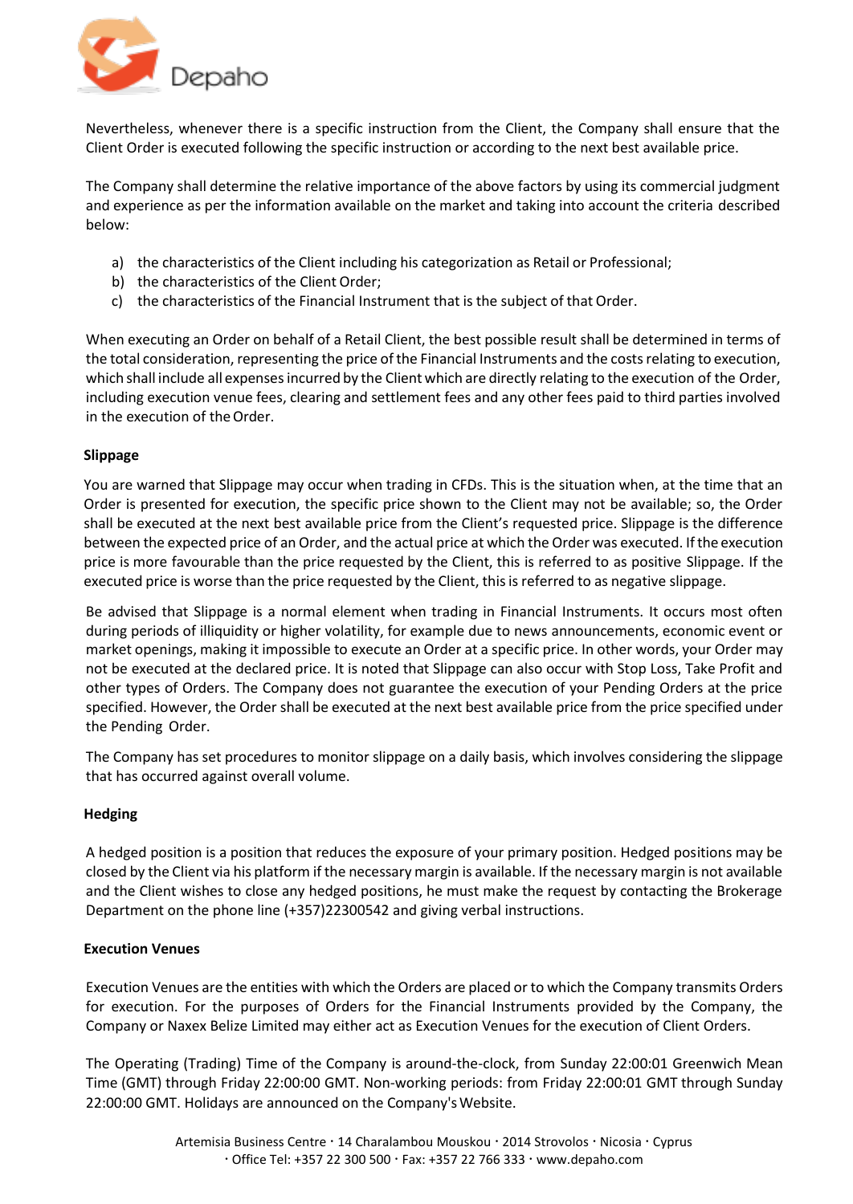Nevertheless, whenever there is a specific instruction from the Client, the Company shall ensure that the Client Order is executed following the specific instruction or according to the next best available price.

The Company shall determine the relative importance of the above factors by using its commercial judgment and experience as per the information available on the market and taking into account the criteria described below:

a) the characteristics of the Client including his categorization as Retail or Professional;
b) the characteristics of the Client Order;
c) the characteristics of the Financial Instrument that is the subject of that Order.

When executing an Order on behalf of a Retail Client, the best possible result shall be determined in terms of the total consideration, representing the price of the Financial Instruments and the costs relating to execution, which shall include all expenses incurred by the Client which are directly relating to the execution of the Order, including execution venue fees, clearing and settlement fees and any other fees paid to third parties involved in the execution of the Order.

**Slippage**

You are warned that Slippage may occur when trading in CFDs. This is the situation when, at the time that an Order is presented for execution, the specific price shown to the Client may not be available; so, the Order shall be executed at the next best available price from the Client's requested price. Slippage is the difference between the expected price of an Order, and the actual price at which the Order was executed. If the execution price is more favourable than the price requested by the Client, this is referred to as positive Slippage. If the executed price is worse than the price requested by the Client, this is referred to as negative slippage.

Be advised that Slippage is a normal element when trading in Financial Instruments. It occurs most often during periods of illiquidity or higher volatility, for example due to news announcements, economic event or market openings, making it impossible to execute an Order at a specific price. In other words, your Order may not be executed at the declared price. It is noted that Slippage can also occur with Stop Loss, Take Profit and other types of Orders. The Company does not guarantee the execution of your Pending Orders at the price specified. However, the Order shall be executed at the next best available price from the price specified under the Pending Order.

The Company has set procedures to monitor slippage on a daily basis, which involves considering the slippage that has occurred against overall volume.

**Hedging**

A hedged position is a position that reduces the exposure of your primary position. Hedged positions may be closed by the Client via his platform if the necessary margin is available. If the necessary margin is not available and the Client wishes to close any hedged positions, he must make the request by contacting the Brokerage Department on the phone line (+357)22300542 and giving verbal instructions.

**Execution Venues**

Execution Venues are the entities with which the Orders are placed or to which the Company transmits Orders for execution. For the purposes of Orders for the Financial Instruments provided by the Company, the Company or Naxex Belize Limited may either act as Execution Venues for the execution of Client Orders.

The Operating (Trading) Time of the Company is around-the-clock, from Sunday 22:00:01 Greenwich Mean Time (GMT) through Friday 22:00:00 GMT. Non-working periods: from Friday 22:00:01 GMT through Sunday 22:00:00 GMT. Holidays are announced on the Company's Website.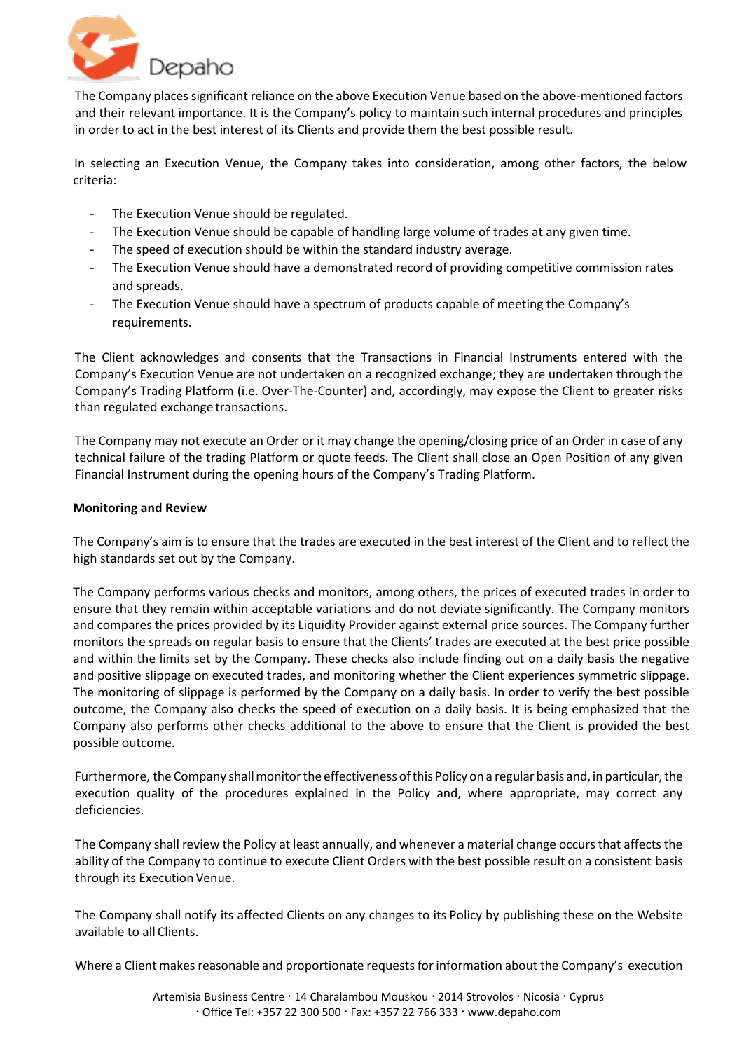The Company places significant reliance on the above Execution Venue based on the above-mentioned factors and their relevant importance. It is the Company's policy to maintain such internal procedures and principles in order to act in the best interest of its Clients and provide them the best possible result.

In selecting an Execution Venue, the Company takes into consideration, among other factors, the below criteria:

- The Execution Venue should be regulated.
- The Execution Venue should be capable of handling large volume of trades at any given time.
- The speed of execution should be within the standard industry average.
- The Execution Venue should have a demonstrated record of providing competitive commission rates and spreads.
- The Execution Venue should have a spectrum of products capable of meeting the Company's requirements.

The Client acknowledges and consents that the Transactions in Financial Instruments entered with the Company's Execution Venue are not undertaken on a recognized exchange; they are undertaken through the Company's Trading Platform (i.e. Over-The-Counter) and, accordingly, may expose the Client to greater risks than regulated exchange transactions.

The Company may not execute an Order or it may change the opening/closing price of an Order in case of any technical failure of the trading Platform or quote feeds. The Client shall close an Open Position of any given Financial Instrument during the opening hours of the Company's Trading Platform.

**Monitoring and Review**

The Company's aim is to ensure that the trades are executed in the best interest of the Client and to reflect the high standards set out by the Company.

The Company performs various checks and monitors, among others, the prices of executed trades in order to ensure that they remain within acceptable variations and do not deviate significantly. The Company monitors and compares the prices provided by its Liquidity Provider against external price sources. The Company further monitors the spreads on regular basis to ensure that the Clients' trades are executed at the best price possible and within the limits set by the Company. These checks also include finding out on a daily basis the negative and positive slippage on executed trades, and monitoring whether the Client experiences symmetric slippage. The monitoring of slippage is performed by the Company on a daily basis. In order to verify the best possible outcome, the Company also checks the speed of execution on a daily basis. It is being emphasized that the Company also performs other checks additional to the above to ensure that the Client is provided the best possible outcome.

Furthermore, the Company shall monitor the effectiveness of this Policy on a regular basis and, in particular, the execution quality of the procedures explained in the Policy and, where appropriate, may correct any deficiencies.

The Company shall review the Policy at least annually, and whenever a material change occurs that affects the ability of the Company to continue to execute Client Orders with the best possible result on a consistent basis through its Execution Venue.

The Company shall notify its affected Clients on any changes to its Policy by publishing these on the Website available to all Clients.

Where a Client makes reasonable and proportionate requests for information about the Company's execution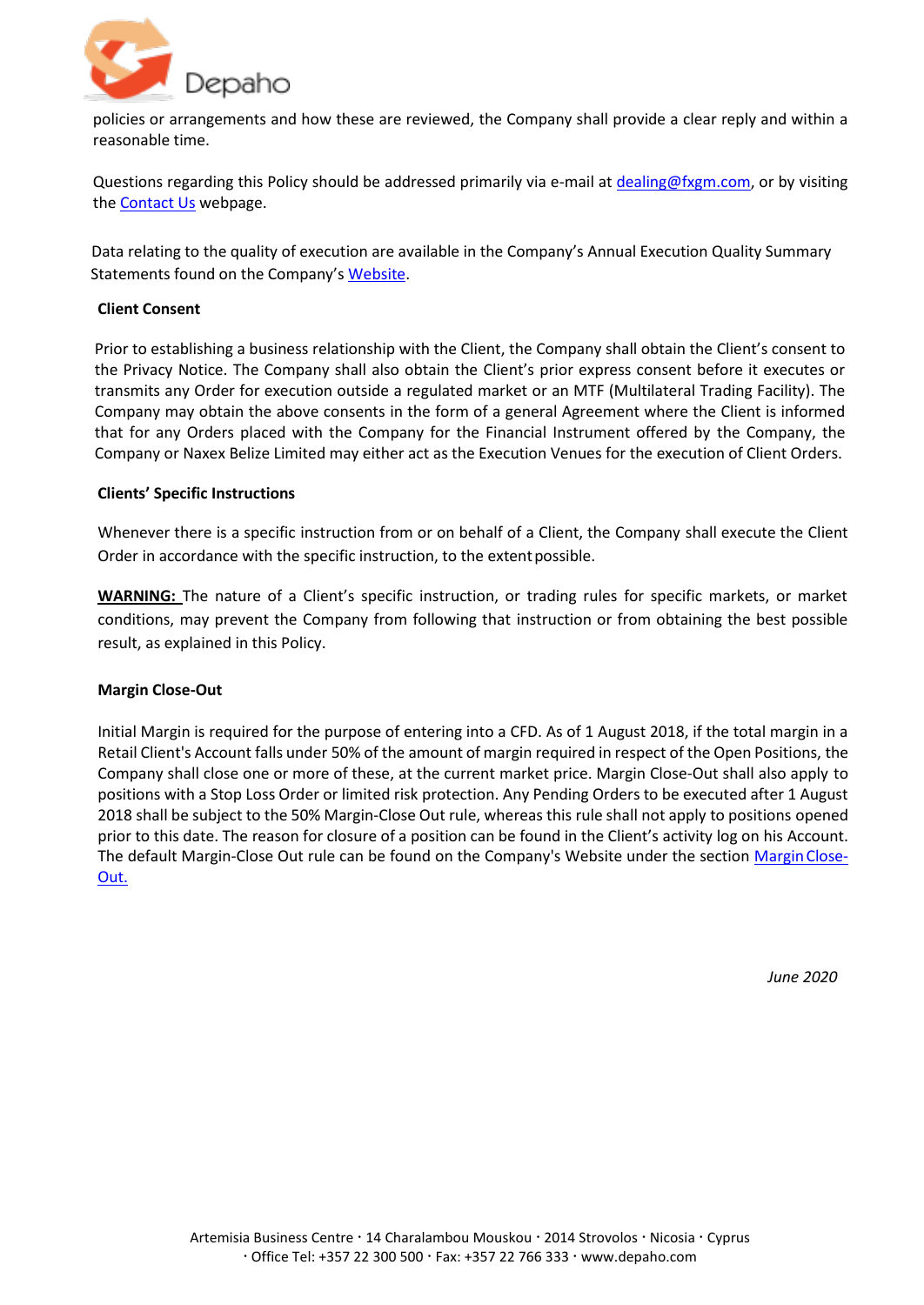policies or arrangements and how these are reviewed, the Company shall provide a clear reply and within a reasonable time.

Questions regarding this Policy should be addressed primarily via e-mail at dealing@fxgm.com, or by visiting the Contact Us webpage.

Data relating to the quality of execution are available in the Company's Annual Execution Quality Summary Statements found on the Company's Website.

**Client Consent**

Prior to establishing a business relationship with the Client, the Company shall obtain the Client's consent to the Privacy Notice. The Company shall also obtain the Client's prior express consent before it executes or transmits any Order for execution outside a regulated market or an MTF (Multilateral Trading Facility). The Company may obtain the above consents in the form of a general Agreement where the Client is informed that for any Orders placed with the Company for the Financial Instrument offered by the Company, the Company or Naxex Belize Limited may either act as the Execution Venues for the execution of Client Orders.

**Clients' Specific Instructions**

Whenever there is a specific instruction from or on behalf of a Client, the Company shall execute the Client Order in accordance with the specific instruction, to the extent possible.

**WARNING:** The nature of a Client's specific instruction, or trading rules for specific markets, or market conditions, may prevent the Company from following that instruction or from obtaining the best possible result, as explained in this Policy.

**Margin Close-Out**

Initial Margin is required for the purpose of entering into a CFD. As of 1 August 2018, if the total margin in a Retail Client's Account falls under 50% of the amount of margin required in respect of the Open Positions, the Company shall close one or more of these, at the current market price. Margin Close-Out shall also apply to positions with a Stop Loss Order or limited risk protection. Any Pending Orders to be executed after 1 August 2018 shall be subject to the 50% Margin-Close Out rule, whereas this rule shall not apply to positions opened prior to this date. The reason for closure of a position can be found in the Client's activity log on his Account. The default Margin-Close Out rule can be found on the Company's Website under the section Margin Close-Out.

*June 2020*